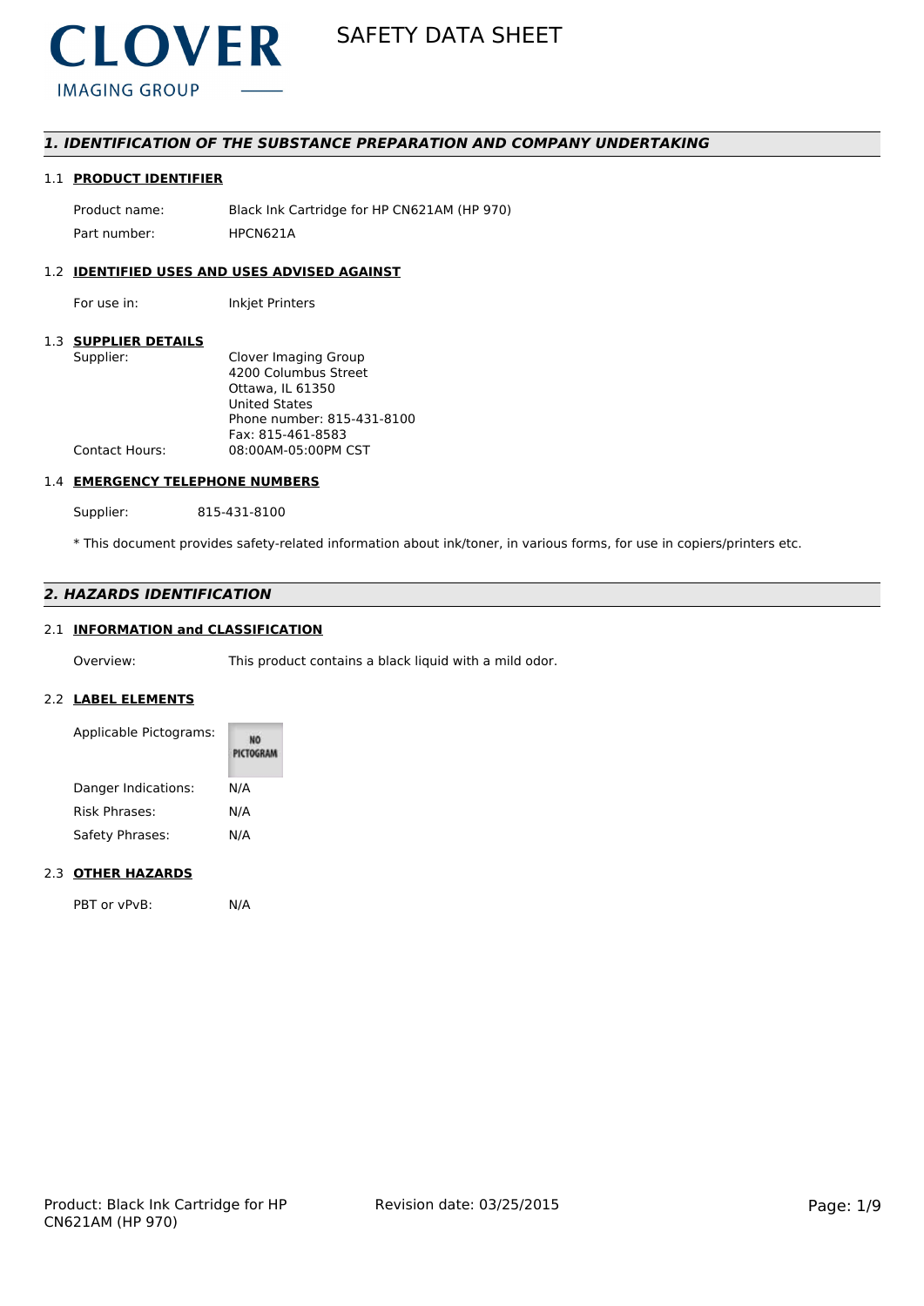CLOVER
IMAGING GROUP

# SAFETY DATA SHEET

## 1. IDENTIFICATION OF THE SUBSTANCE PREPARATION AND COMPANY UNDERTAKING

### 1.1 PRODUCT IDENTIFIER

| | |
|---|---|
| Product name: | Black Ink Cartridge for HP CN621AM (HP 970) |
| Part number: | HPCN621A |

### 1.2 IDENTIFIED USES AND USES ADVISED AGAINST

| | |
|---|---|
| For use in: | Inkjet Printers |

### 1.3 SUPPLIER DETAILS

| | |
|---|---|
| Supplier: | Clover Imaging Group<br>4200 Columbus Street<br>Ottawa, IL 61350<br>United States<br>Phone number: 815-431-8100<br>Fax: 815-461-8583 |
| Contact Hours: | 08:00AM-05:00PM CST |

### 1.4 EMERGENCY TELEPHONE NUMBERS

| | |
|---|---|
| Supplier: | 815-431-8100 |

* This document provides safety-related information about ink/toner, in various forms, for use in copiers/printers etc.

## 2. HAZARDS IDENTIFICATION

### 2.1 INFORMATION and CLASSIFICATION

| | |
|---|---|
| Overview: | This product contains a black liquid with a mild odor. |

### 2.2 LABEL ELEMENTS

| | |
|---|---|
| Applicable Pictograms: | NO PICTOGRAM |
| Danger Indications: | N/A |
| Risk Phrases: | N/A |
| Safety Phrases: | N/A |

### 2.3 OTHER HAZARDS

| | |
|---|---|
| PBT or vPvB: | N/A |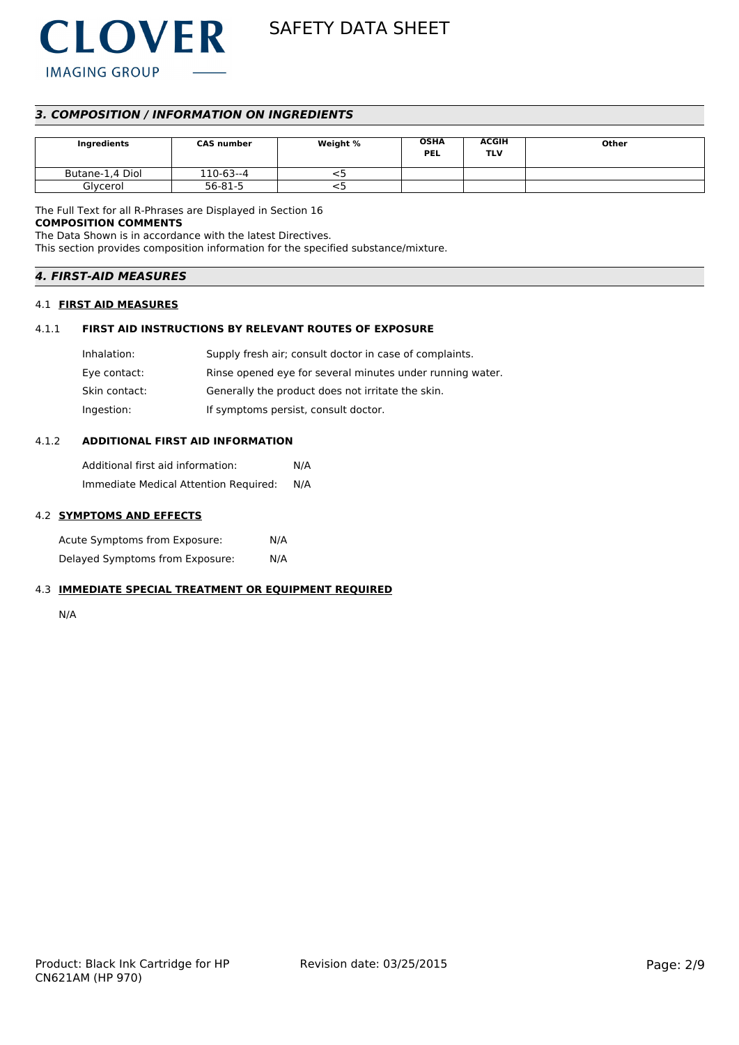## 3. COMPOSITION / INFORMATION ON INGREDIENTS

| Ingredients | CAS number | Weight % | OSHA PEL | ACGIH TLV | Other |
|---|---|---|---|---|---|
| Butane-1,4 Diol | 110-63--4 | <5 | | | |
| Glycerol | 56-81-5 | <5 | | | |

The Full Text for all R-Phrases are Displayed in Section 16

**COMPOSITION COMMENTS**

The Data Shown is in accordance with the latest Directives.
This section provides composition information for the specified substance/mixture.

## 4. FIRST-AID MEASURES

### 4.1 FIRST AID MEASURES

#### 4.1.1 FIRST AID INSTRUCTIONS BY RELEVANT ROUTES OF EXPOSURE

Inhalation: Supply fresh air; consult doctor in case of complaints.

Eye contact: Rinse opened eye for several minutes under running water.

Skin contact: Generally the product does not irritate the skin.

Ingestion: If symptoms persist, consult doctor.

#### 4.1.2 ADDITIONAL FIRST AID INFORMATION

Additional first aid information: N/A

Immediate Medical Attention Required: N/A

### 4.2 SYMPTOMS AND EFFECTS

Acute Symptoms from Exposure: N/A

Delayed Symptoms from Exposure: N/A

### 4.3 IMMEDIATE SPECIAL TREATMENT OR EQUIPMENT REQUIRED

N/A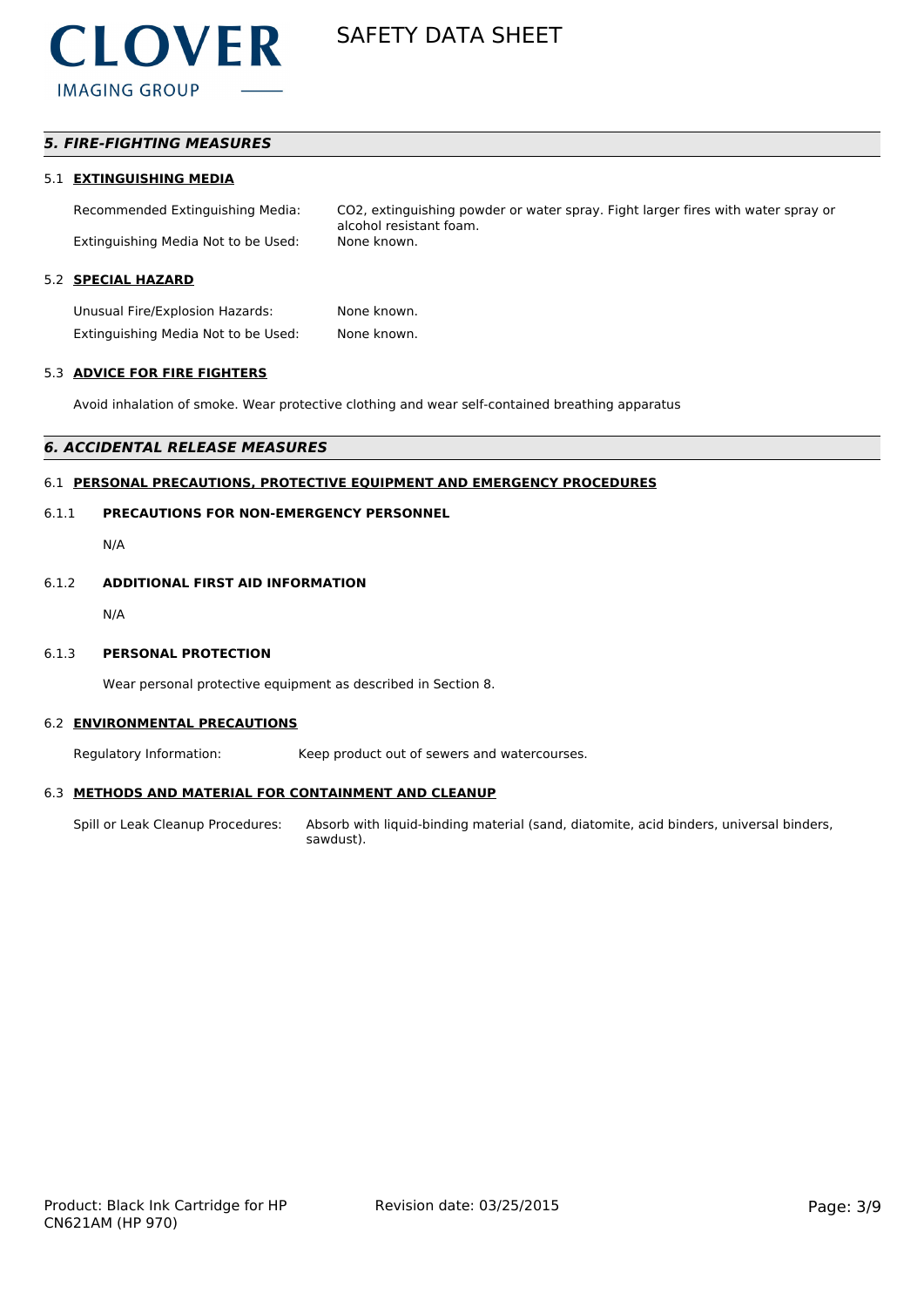## *5. FIRE-FIGHTING MEASURES*

### 5.1 EXTINGUISHING MEDIA

| | |
|---|---|
| Recommended Extinguishing Media: | $CO_2$, extinguishing powder or water spray. Fight larger fires with water spray or alcohol resistant foam. |
| Extinguishing Media Not to be Used: | None known. |

### 5.2 SPECIAL HAZARD

| | |
|---|---|
| Unusual Fire/Explosion Hazards: | None known. |
| Extinguishing Media Not to be Used: | None known. |

### 5.3 ADVICE FOR FIRE FIGHTERS

Avoid inhalation of smoke. Wear protective clothing and wear self-contained breathing apparatus

## *6. ACCIDENTAL RELEASE MEASURES*

### 6.1 PERSONAL PRECAUTIONS, PROTECTIVE EQUIPMENT AND EMERGENCY PROCEDURES

#### 6.1.1 PRECAUTIONS FOR NON-EMERGENCY PERSONNEL

N/A

#### 6.1.2 ADDITIONAL FIRST AID INFORMATION

N/A

#### 6.1.3 PERSONAL PROTECTION

Wear personal protective equipment as described in Section 8.

### 6.2 ENVIRONMENTAL PRECAUTIONS

| | |
|---|---|
| Regulatory Information: | Keep product out of sewers and watercourses. |

### 6.3 METHODS AND MATERIAL FOR CONTAINMENT AND CLEANUP

| | |
|---|---|
| Spill or Leak Cleanup Procedures: | Absorb with liquid-binding material (sand, diatomite, acid binders, universal binders, sawdust). |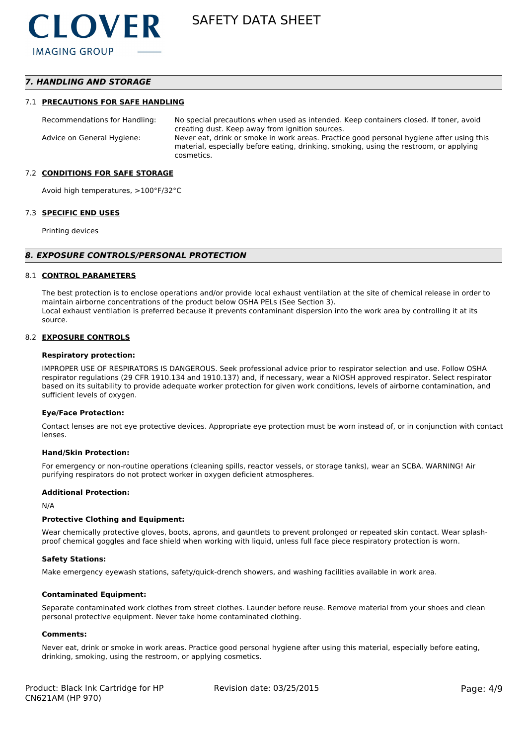## *7. HANDLING AND STORAGE*

### 7.1 PRECAUTIONS FOR SAFE HANDLING

Recommendations for Handling: No special precautions when used as intended. Keep containers closed. If toner, avoid creating dust. Keep away from ignition sources.

Advice on General Hygiene: Never eat, drink or smoke in work areas. Practice good personal hygiene after using this material, especially before eating, drinking, smoking, using the restroom, or applying cosmetics.

### 7.2 CONDITIONS FOR SAFE STORAGE

Avoid high temperatures, >100°F/32°C

### 7.3 SPECIFIC END USES

Printing devices

## *8. EXPOSURE CONTROLS/PERSONAL PROTECTION*

### 8.1 CONTROL PARAMETERS

The best protection is to enclose operations and/or provide local exhaust ventilation at the site of chemical release in order to maintain airborne concentrations of the product below OSHA PELs (See Section 3).
Local exhaust ventilation is preferred because it prevents contaminant dispersion into the work area by controlling it at its source.

### 8.2 EXPOSURE CONTROLS

**Respiratory protection:**

IMPROPER USE OF RESPIRATORS IS DANGEROUS. Seek professional advice prior to respirator selection and use. Follow OSHA respirator regulations (29 CFR 1910.134 and 1910.137) and, if necessary, wear a NIOSH approved respirator. Select respirator based on its suitability to provide adequate worker protection for given work conditions, levels of airborne contamination, and sufficient levels of oxygen.

**Eye/Face Protection:**

Contact lenses are not eye protective devices. Appropriate eye protection must be worn instead of, or in conjunction with contact lenses.

**Hand/Skin Protection:**

For emergency or non-routine operations (cleaning spills, reactor vessels, or storage tanks), wear an SCBA. WARNING! Air purifying respirators do not protect worker in oxygen deficient atmospheres.

**Additional Protection:**

N/A

**Protective Clothing and Equipment:**

Wear chemically protective gloves, boots, aprons, and gauntlets to prevent prolonged or repeated skin contact. Wear splash-proof chemical goggles and face shield when working with liquid, unless full face piece respiratory protection is worn.

**Safety Stations:**

Make emergency eyewash stations, safety/quick-drench showers, and washing facilities available in work area.

**Contaminated Equipment:**

Separate contaminated work clothes from street clothes. Launder before reuse. Remove material from your shoes and clean personal protective equipment. Never take home contaminated clothing.

**Comments:**

Never eat, drink or smoke in work areas. Practice good personal hygiene after using this material, especially before eating, drinking, smoking, using the restroom, or applying cosmetics.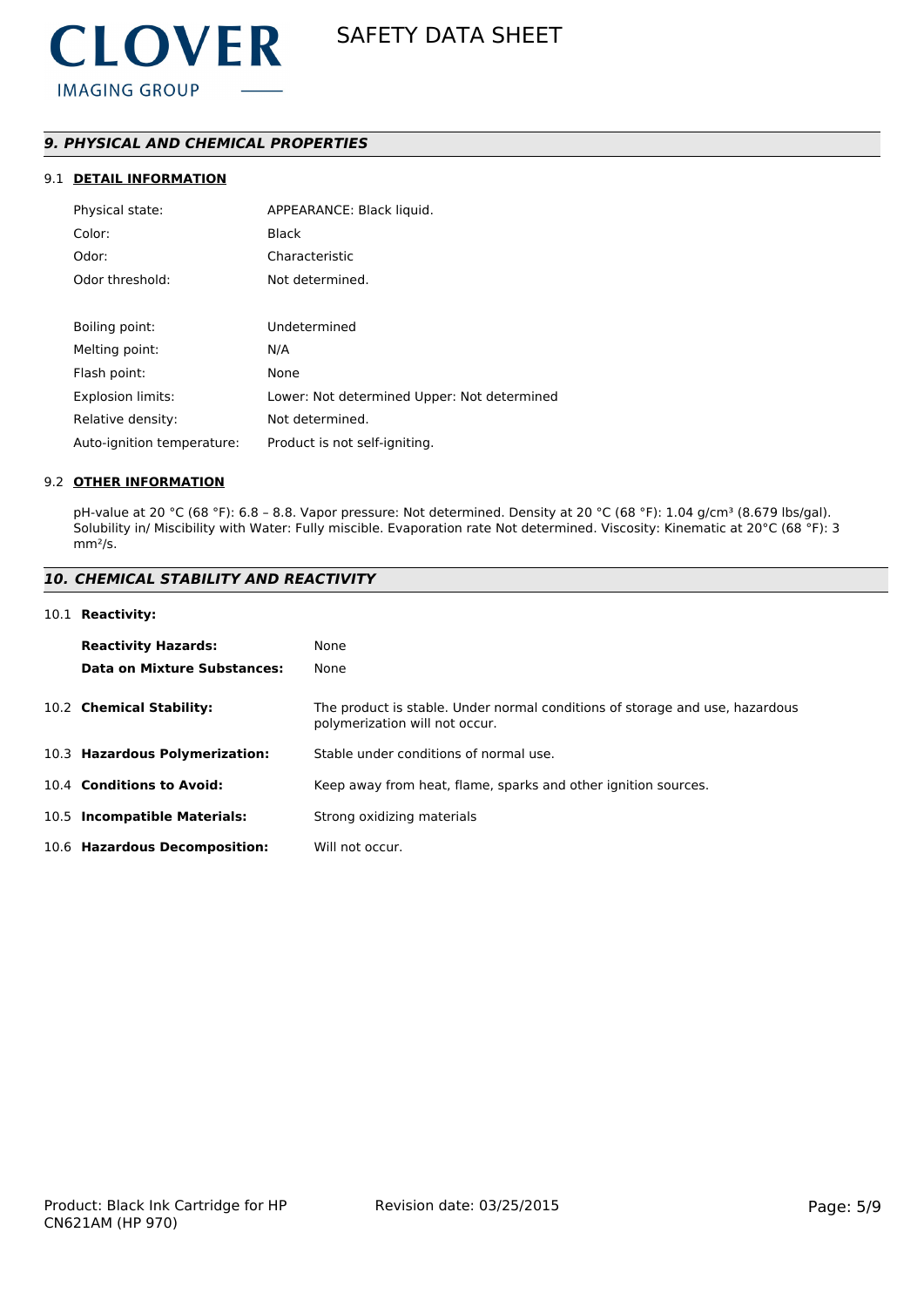## 9. PHYSICAL AND CHEMICAL PROPERTIES

### 9.1 DETAIL INFORMATION

| | |
|---|---|
| Physical state: | APPEARANCE: Black liquid. |
| Color: | Black |
| Odor: | Characteristic |
| Odor threshold: | Not determined. |
| Boiling point: | Undetermined |
| Melting point: | N/A |
| Flash point: | None |
| Explosion limits: | Lower: Not determined Upper: Not determined |
| Relative density: | Not determined. |
| Auto-ignition temperature: | Product is not self-igniting. |

### 9.2 OTHER INFORMATION

pH-value at 20 °C (68 °F): 6.8 – 8.8. Vapor pressure: Not determined. Density at 20 °C (68 °F): 1.04 g/cm³ (8.679 lbs/gal). Solubility in/ Miscibility with Water: Fully miscible. Evaporation rate Not determined. Viscosity: Kinematic at 20°C (68 °F): 3 mm²/s.

## 10. CHEMICAL STABILITY AND REACTIVITY

### 10.1 Reactivity:

| | |
|---|---|
| **Reactivity Hazards:** | None |
| **Data on Mixture Substances:** | None |

| | |
|---|---|
| 10.2 **Chemical Stability:** | The product is stable. Under normal conditions of storage and use, hazardous polymerization will not occur. |
| 10.3 **Hazardous Polymerization:** | Stable under conditions of normal use. |
| 10.4 **Conditions to Avoid:** | Keep away from heat, flame, sparks and other ignition sources. |
| 10.5 **Incompatible Materials:** | Strong oxidizing materials |
| 10.6 **Hazardous Decomposition:** | Will not occur. |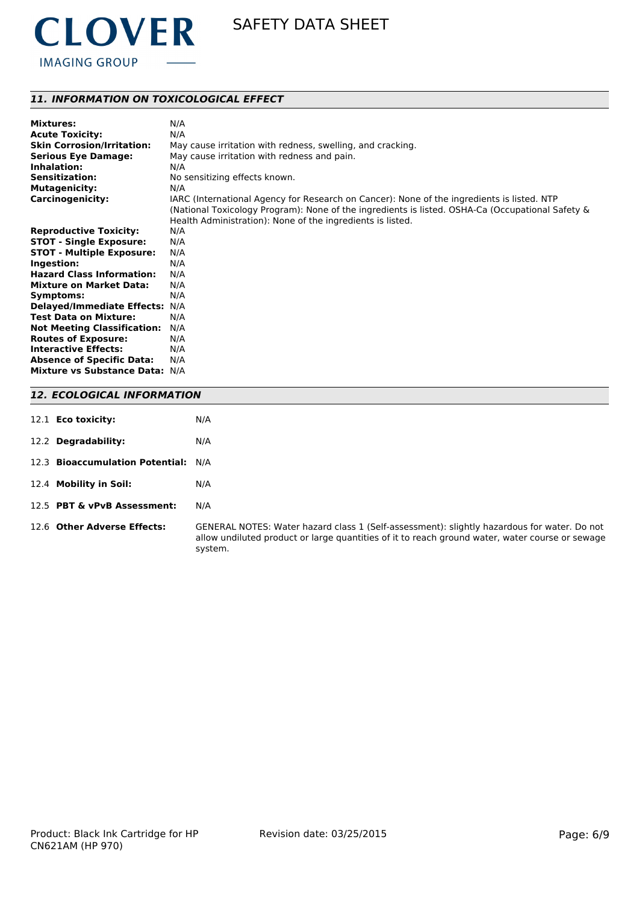## *11. INFORMATION ON TOXICOLOGICAL EFFECT*

| | |
|---|---|
| **Mixtures:** | N/A |
| **Acute Toxicity:** | N/A |
| **Skin Corrosion/Irritation:** | May cause irritation with redness, swelling, and cracking. |
| **Serious Eye Damage:** | May cause irritation with redness and pain. |
| **Inhalation:** | N/A |
| **Sensitization:** | No sensitizing effects known. |
| **Mutagenicity:** | N/A |
| **Carcinogenicity:** | IARC (International Agency for Research on Cancer): None of the ingredients is listed. NTP (National Toxicology Program): None of the ingredients is listed. OSHA-Ca (Occupational Safety & Health Administration): None of the ingredients is listed. |
| **Reproductive Toxicity:** | N/A |
| **STOT - Single Exposure:** | N/A |
| **STOT - Multiple Exposure:** | N/A |
| **Ingestion:** | N/A |
| **Hazard Class Information:** | N/A |
| **Mixture on Market Data:** | N/A |
| **Symptoms:** | N/A |
| **Delayed/Immediate Effects:** | N/A |
| **Test Data on Mixture:** | N/A |
| **Not Meeting Classification:** | N/A |
| **Routes of Exposure:** | N/A |
| **Interactive Effects:** | N/A |
| **Absence of Specific Data:** | N/A |
| **Mixture vs Substance Data:** | N/A |

## *12. ECOLOGICAL INFORMATION*

| | |
|---|---|
| 12.1 **Eco toxicity:** | N/A |
| 12.2 **Degradability:** | N/A |
| 12.3 **Bioaccumulation Potential:** | N/A |
| 12.4 **Mobility in Soil:** | N/A |
| 12.5 **PBT & vPvB Assessment:** | N/A |
| 12.6 **Other Adverse Effects:** | GENERAL NOTES: Water hazard class 1 (Self-assessment): slightly hazardous for water. Do not allow undiluted product or large quantities of it to reach ground water, water course or sewage system. |

Product: Black Ink Cartridge for HP CN621AM (HP 970) Revision date: 03/25/2015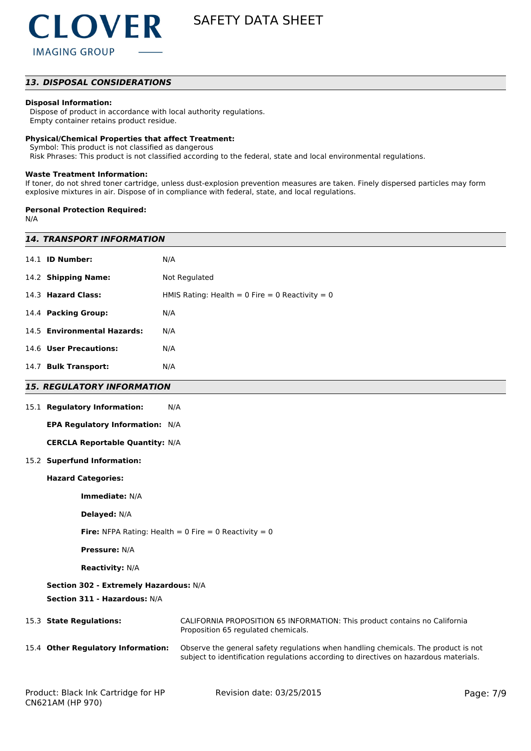## *13. DISPOSAL CONSIDERATIONS*

**Disposal Information:**

Dispose of product in accordance with local authority regulations.
Empty container retains product residue.

**Physical/Chemical Properties that affect Treatment:**

Symbol: This product is not classified as dangerous
Risk Phrases: This product is not classified according to the federal, state and local environmental regulations.

**Waste Treatment Information:**

If toner, do not shred toner cartridge, unless dust-explosion prevention measures are taken. Finely dispersed particles may form explosive mixtures in air. Dispose of in compliance with federal, state, and local regulations.

**Personal Protection Required:**

N/A

## *14. TRANSPORT INFORMATION*

| | |
|---|---|
| 14.1 **ID Number:** | N/A |
| 14.2 **Shipping Name:** | Not Regulated |
| 14.3 **Hazard Class:** | HMIS Rating: Health = 0 Fire = 0 Reactivity = 0 |
| 14.4 **Packing Group:** | N/A |
| 14.5 **Environmental Hazards:** | N/A |
| 14.6 **User Precautions:** | N/A |
| 14.7 **Bulk Transport:** | N/A |

## *15. REGULATORY INFORMATION*

15.1 **Regulatory Information:** N/A

**EPA Regulatory Information:** N/A

**CERCLA Reportable Quantity:** N/A

15.2 **Superfund Information:**

**Hazard Categories:**

**Immediate:** N/A

**Delayed:** N/A

**Fire:** NFPA Rating: Health = 0 Fire = 0 Reactivity = 0

**Pressure:** N/A

**Reactivity:** N/A

**Section 302 - Extremely Hazardous:** N/A

**Section 311 - Hazardous:** N/A

| | |
|---|---|
| 15.3 **State Regulations:** | CALIFORNIA PROPOSITION 65 INFORMATION: This product contains no California Proposition 65 regulated chemicals. |
| 15.4 **Other Regulatory Information:** | Observe the general safety regulations when handling chemicals. The product is not subject to identification regulations according to directives on hazardous materials. |

Product: Black Ink Cartridge for HP CN621AM (HP 970) Revision date: 03/25/2015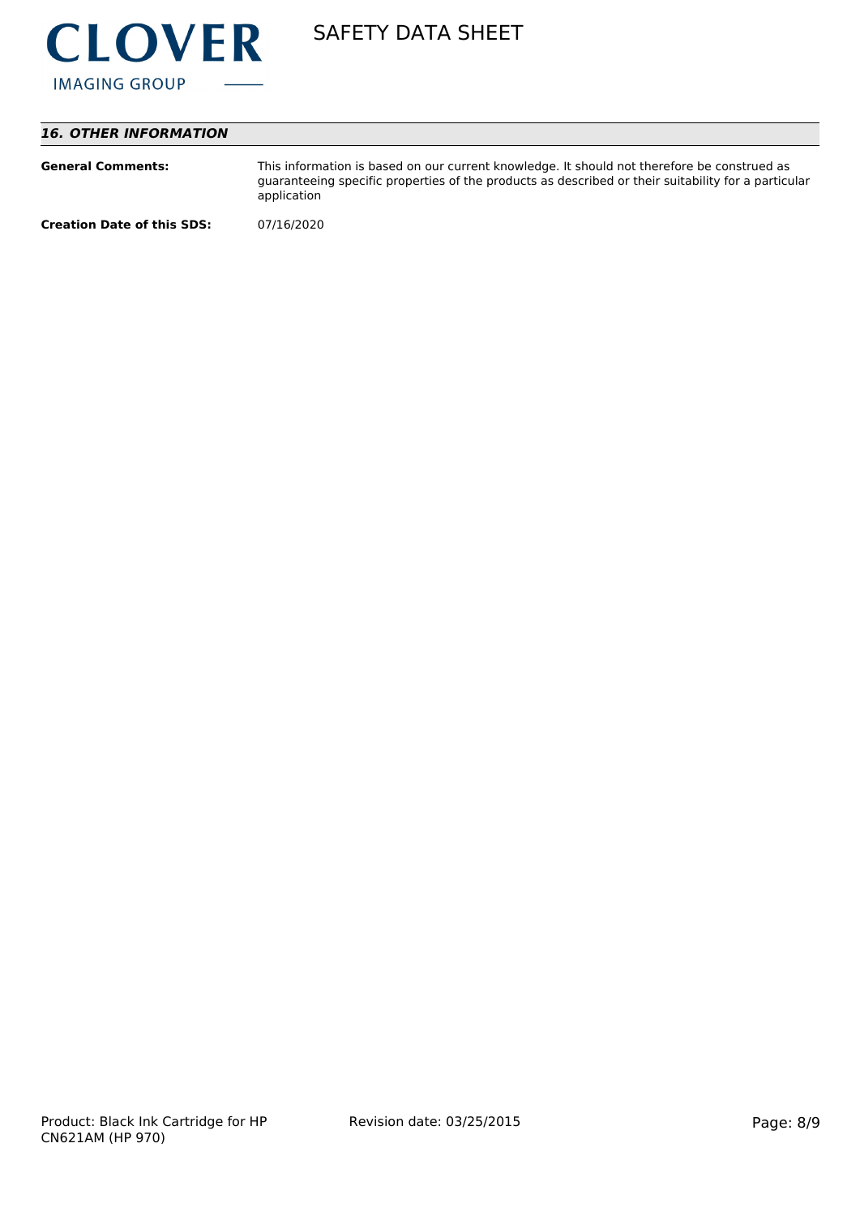## *16. OTHER INFORMATION*

**General Comments:** This information is based on our current knowledge. It should not therefore be construed as guaranteeing specific properties of the products as described or their suitability for a particular application

**Creation Date of this SDS:** 07/16/2020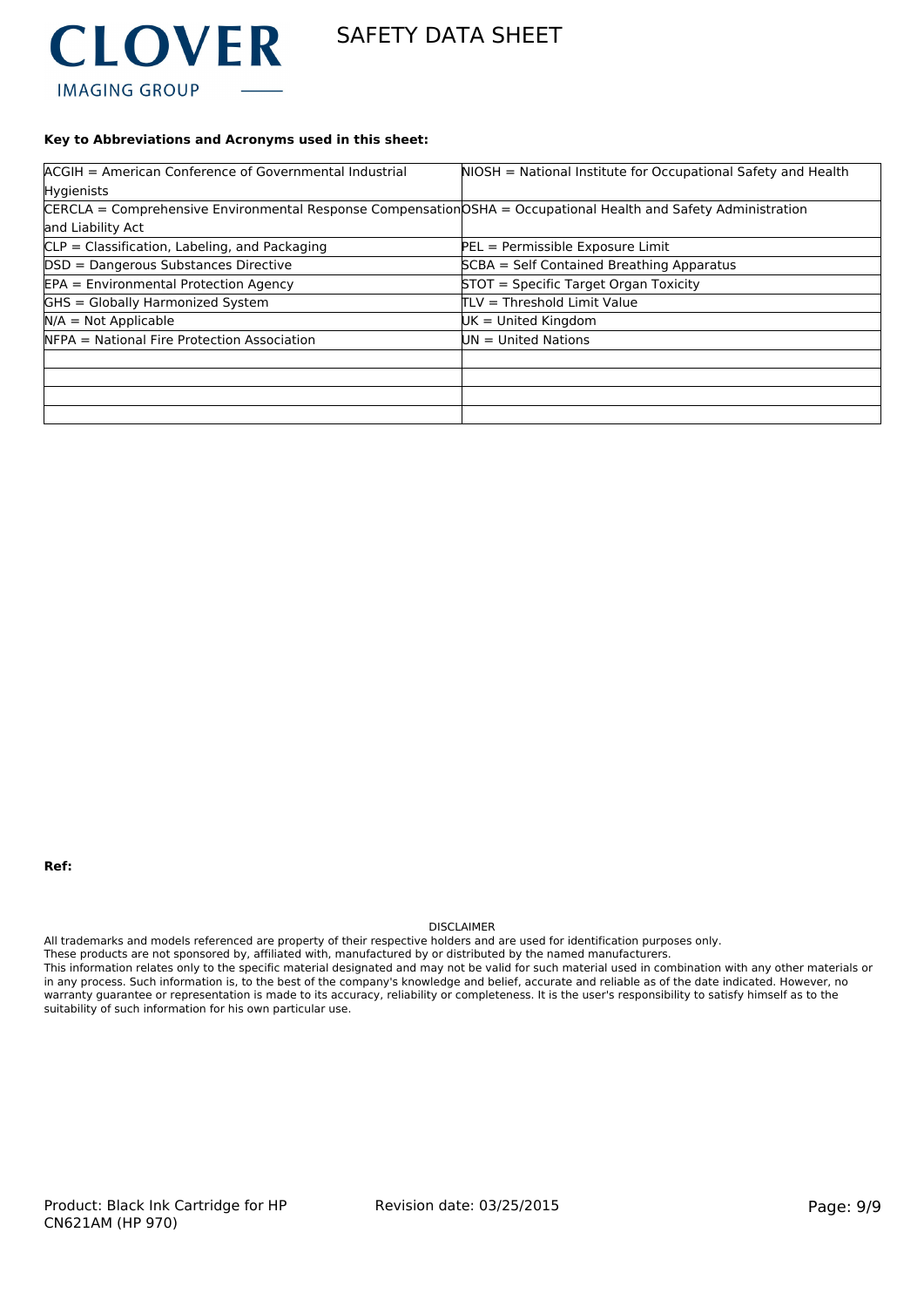**Key to Abbreviations and Acronyms used in this sheet:**

| | |
|---|---|
| ACGIH = American Conference of Governmental Industrial Hygienists | NIOSH = National Institute for Occupational Safety and Health |
| CERCLA = Comprehensive Environmental Response Compensation and Liability Act | OSHA = Occupational Health and Safety Administration |
| CLP = Classification, Labeling, and Packaging | PEL = Permissible Exposure Limit |
| DSD = Dangerous Substances Directive | SCBA = Self Contained Breathing Apparatus |
| EPA = Environmental Protection Agency | STOT = Specific Target Organ Toxicity |
| GHS = Globally Harmonized System | TLV = Threshold Limit Value |
| N/A = Not Applicable | UK = United Kingdom |
| NFPA = National Fire Protection Association | UN = United Nations |
| | |
| | |
| | |
| | |

**Ref:**

DISCLAIMER

All trademarks and models referenced are property of their respective holders and are used for identification purposes only.
These products are not sponsored by, affiliated with, manufactured by or distributed by the named manufacturers.
This information relates only to the specific material designated and may not be valid for such material used in combination with any other materials or in any process. Such information is, to the best of the company's knowledge and belief, accurate and reliable as of the date indicated. However, no warranty guarantee or representation is made to its accuracy, reliability or completeness. It is the user's responsibility to satisfy himself as to the suitability of such information for his own particular use.